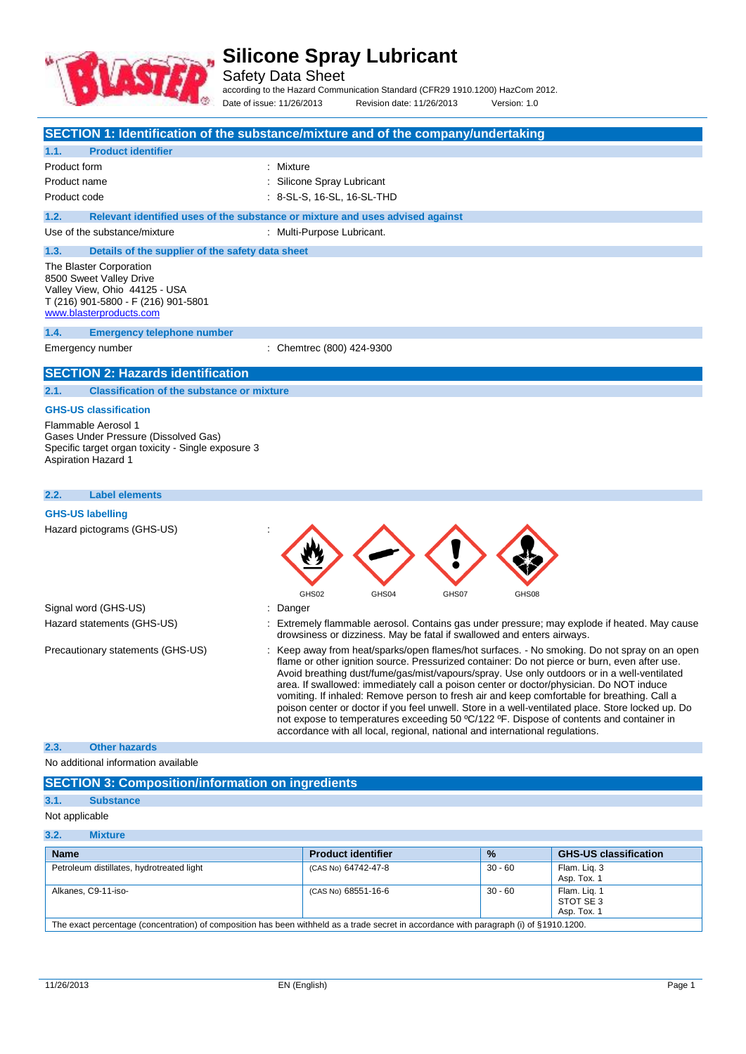# Silicone Spray Lubricant

Safety Data Sheet

according to the Hazard Communication Standard (CFR29 1910.1200) HazCom 2012.

Date of issue: 11/26/2013 Revision date: 11/26/2013 Version: 1.0

## SECTION 1: Identification of the substance/mixture and of the company/undertaking

### 1.1. Product identifier

Product form : Mixture

Product name : Silicone Spray Lubricant

Product code : 8-SL-S, 16-SL, 16-SL-THD

### 1.2. Relevant identified uses of the substance or mixture and uses advised against

Use of the substance/mixture : Multi-Purpose Lubricant.

### 1.3. Details of the supplier of the safety data sheet

The Blaster Corporation
8500 Sweet Valley Drive
Valley View, Ohio 44125 - USA
T (216) 901-5800 - F (216) 901-5801
www.blasterproducts.com

### 1.4. Emergency telephone number

Emergency number : Chemtrec (800) 424-9300

## SECTION 2: Hazards identification

### 2.1. Classification of the substance or mixture

**GHS-US classification**

Flammable Aerosol 1
Gases Under Pressure (Dissolved Gas)
Specific target organ toxicity - Single exposure 3
Aspiration Hazard 1

### 2.2. Label elements

**GHS-US labelling**

Hazard pictograms (GHS-US) :

GHS02 GHS04 GHS07 GHS08

Signal word (GHS-US) : Danger

Hazard statements (GHS-US) : Extremely flammable aerosol. Contains gas under pressure; may explode if heated. May cause drowsiness or dizziness. May be fatal if swallowed and enters airways.

Precautionary statements (GHS-US) : Keep away from heat/sparks/open flames/hot surfaces. - No smoking. Do not spray on an open flame or other ignition source. Pressurized container: Do not pierce or burn, even after use. Avoid breathing dust/fume/gas/mist/vapours/spray. Use only outdoors or in a well-ventilated area. If swallowed: immediately call a poison center or doctor/physician. Do NOT induce vomiting. If inhaled: Remove person to fresh air and keep comfortable for breathing. Call a poison center or doctor if you feel unwell. Store in a well-ventilated place. Store locked up. Do not expose to temperatures exceeding 50 ºC/122 ºF. Dispose of contents and container in accordance with all local, regional, national and international regulations.

### 2.3. Other hazards

No additional information available

## SECTION 3: Composition/information on ingredients

### 3.1. Substance

Not applicable

### 3.2. Mixture

| Name | Product identifier | % | GHS-US classification |
|---|---|---|---|
| Petroleum distillates, hydrotreated light | (CAS No) 64742-47-8 | 30 - 60 | Flam. Liq. 3<br>Asp. Tox. 1 |
| Alkanes, C9-11-iso- | (CAS No) 68551-16-6 | 30 - 60 | Flam. Liq. 1<br>STOT SE 3<br>Asp. Tox. 1 |

The exact percentage (concentration) of composition has been withheld as a trade secret in accordance with paragraph (i) of §1910.1200.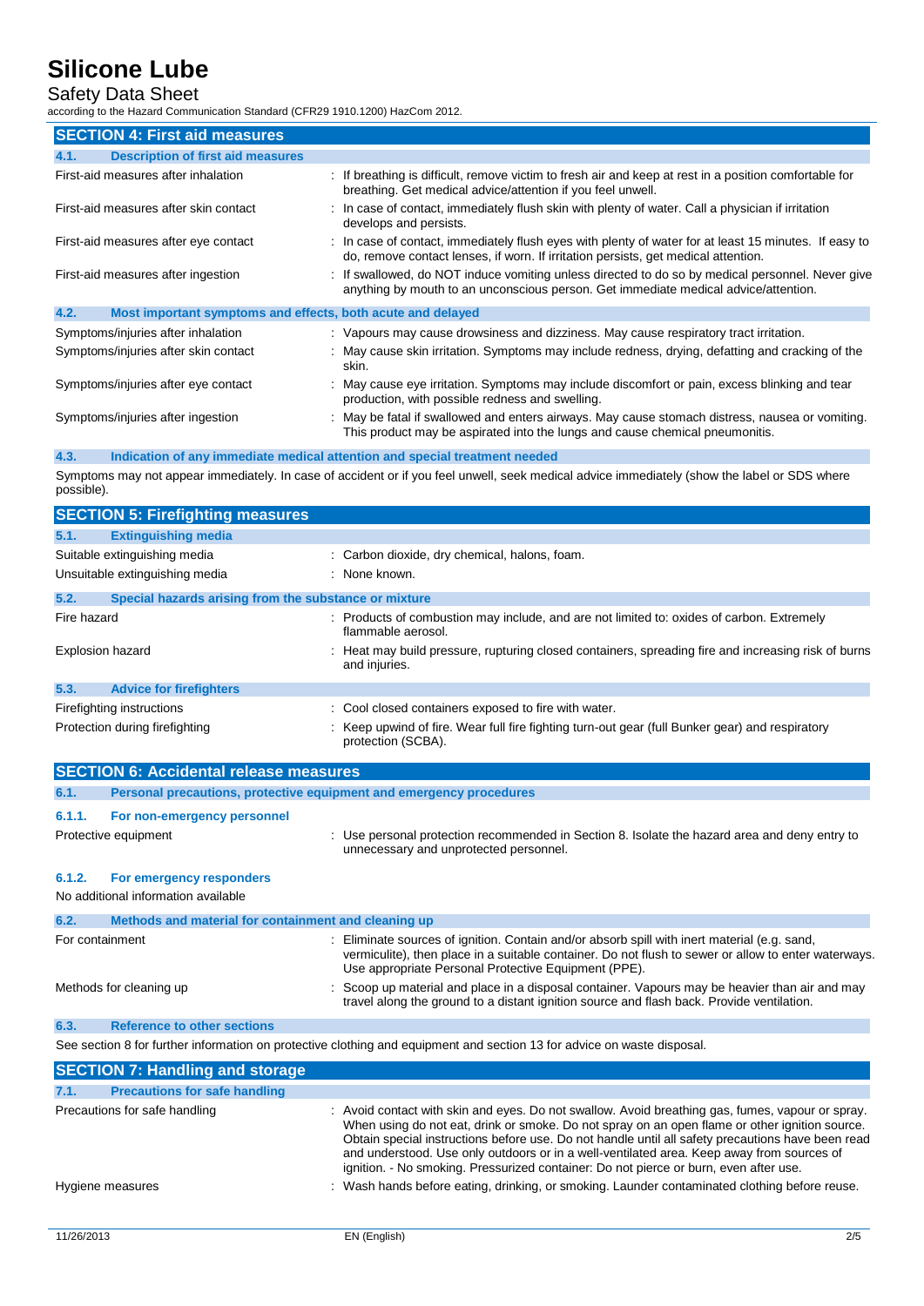## SECTION 4: First aid measures

### 4.1. Description of first aid measures

| | |
|---|---|
| First-aid measures after inhalation | : If breathing is difficult, remove victim to fresh air and keep at rest in a position comfortable for breathing. Get medical advice/attention if you feel unwell. |
| First-aid measures after skin contact | : In case of contact, immediately flush skin with plenty of water. Call a physician if irritation develops and persists. |
| First-aid measures after eye contact | : In case of contact, immediately flush eyes with plenty of water for at least 15 minutes. If easy to do, remove contact lenses, if worn. If irritation persists, get medical attention. |
| First-aid measures after ingestion | : If swallowed, do NOT induce vomiting unless directed to do so by medical personnel. Never give anything by mouth to an unconscious person. Get immediate medical advice/attention. |

### 4.2. Most important symptoms and effects, both acute and delayed

| | |
|---|---|
| Symptoms/injuries after inhalation | : Vapours may cause drowsiness and dizziness. May cause respiratory tract irritation. |
| Symptoms/injuries after skin contact | : May cause skin irritation. Symptoms may include redness, drying, defatting and cracking of the skin. |
| Symptoms/injuries after eye contact | : May cause eye irritation. Symptoms may include discomfort or pain, excess blinking and tear production, with possible redness and swelling. |
| Symptoms/injuries after ingestion | : May be fatal if swallowed and enters airways. May cause stomach distress, nausea or vomiting. This product may be aspirated into the lungs and cause chemical pneumonitis. |

### 4.3. Indication of any immediate medical attention and special treatment needed

Symptoms may not appear immediately. In case of accident or if you feel unwell, seek medical advice immediately (show the label or SDS where possible).

## SECTION 5: Firefighting measures

### 5.1. Extinguishing media

| | |
|---|---|
| Suitable extinguishing media | : Carbon dioxide, dry chemical, halons, foam. |
| Unsuitable extinguishing media | : None known. |

### 5.2. Special hazards arising from the substance or mixture

| | |
|---|---|
| Fire hazard | : Products of combustion may include, and are not limited to: oxides of carbon. Extremely flammable aerosol. |
| Explosion hazard | : Heat may build pressure, rupturing closed containers, spreading fire and increasing risk of burns and injuries. |

### 5.3. Advice for firefighters

| | |
|---|---|
| Firefighting instructions | : Cool closed containers exposed to fire with water. |
| Protection during firefighting | : Keep upwind of fire. Wear full fire fighting turn-out gear (full Bunker gear) and respiratory protection (SCBA). |

## SECTION 6: Accidental release measures

### 6.1. Personal precautions, protective equipment and emergency procedures

#### 6.1.1. For non-emergency personnel

| | |
|---|---|
| Protective equipment | : Use personal protection recommended in Section 8. Isolate the hazard area and deny entry to unnecessary and unprotected personnel. |

#### 6.1.2. For emergency responders

No additional information available

### 6.2. Methods and material for containment and cleaning up

| | |
|---|---|
| For containment | : Eliminate sources of ignition. Contain and/or absorb spill with inert material (e.g. sand, vermiculite), then place in a suitable container. Do not flush to sewer or allow to enter waterways. Use appropriate Personal Protective Equipment (PPE). |
| Methods for cleaning up | : Scoop up material and place in a disposal container. Vapours may be heavier than air and may travel along the ground to a distant ignition source and flash back. Provide ventilation. |

### 6.3. Reference to other sections

See section 8 for further information on protective clothing and equipment and section 13 for advice on waste disposal.

## SECTION 7: Handling and storage

### 7.1. Precautions for safe handling

| | |
|---|---|
| Precautions for safe handling | : Avoid contact with skin and eyes. Do not swallow. Avoid breathing gas, fumes, vapour or spray. When using do not eat, drink or smoke. Do not spray on an open flame or other ignition source. Obtain special instructions before use. Do not handle until all safety precautions have been read and understood. Use only outdoors or in a well-ventilated area. Keep away from sources of ignition. - No smoking. Pressurized container: Do not pierce or burn, even after use. |
| Hygiene measures | : Wash hands before eating, drinking, or smoking. Launder contaminated clothing before reuse. |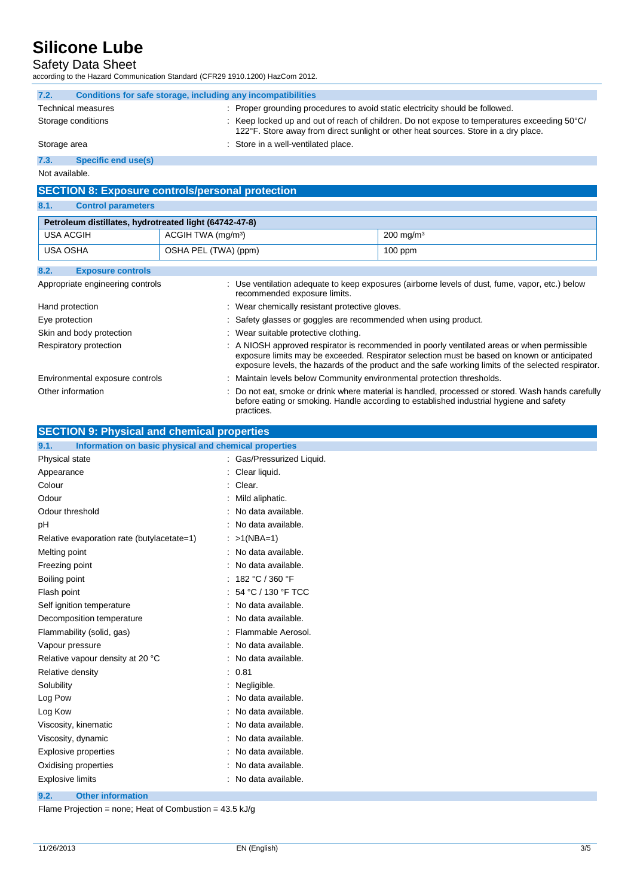#### 7.2. Conditions for safe storage, including any incompatibilities

| | |
|---|---|
| Technical measures | : Proper grounding procedures to avoid static electricity should be followed. |
| Storage conditions | : Keep locked up and out of reach of children. Do not expose to temperatures exceeding 50°C/ 122°F. Store away from direct sunlight or other heat sources. Store in a dry place. |
| Storage area | : Store in a well-ventilated place. |

#### 7.3. Specific end use(s)

Not available.

## SECTION 8: Exposure controls/personal protection

#### 8.1. Control parameters

| Petroleum distillates, hydrotreated light (64742-47-8) | | |
|---|---|---|
| USA ACGIH | ACGIH TWA (mg/m³) | 200 mg/m³ |
| USA OSHA | OSHA PEL (TWA) (ppm) | 100 ppm |

#### 8.2. Exposure controls

| | |
|---|---|
| Appropriate engineering controls | : Use ventilation adequate to keep exposures (airborne levels of dust, fume, vapor, etc.) below recommended exposure limits. |
| Hand protection | : Wear chemically resistant protective gloves. |
| Eye protection | : Safety glasses or goggles are recommended when using product. |
| Skin and body protection | : Wear suitable protective clothing. |
| Respiratory protection | : A NIOSH approved respirator is recommended in poorly ventilated areas or when permissible exposure limits may be exceeded. Respirator selection must be based on known or anticipated exposure levels, the hazards of the product and the safe working limits of the selected respirator. |
| Environmental exposure controls | : Maintain levels below Community environmental protection thresholds. |
| Other information | : Do not eat, smoke or drink where material is handled, processed or stored. Wash hands carefully before eating or smoking. Handle according to established industrial hygiene and safety practices. |

## SECTION 9: Physical and chemical properties

#### 9.1. Information on basic physical and chemical properties

| | |
|---|---|
| Physical state | : Gas/Pressurized Liquid. |
| Appearance | : Clear liquid. |
| Colour | : Clear. |
| Odour | : Mild aliphatic. |
| Odour threshold | : No data available. |
| pH | : No data available. |
| Relative evaporation rate (butylacetate=1) | : >1(NBA=1) |
| Melting point | : No data available. |
| Freezing point | : No data available. |
| Boiling point | : 182 °C / 360 °F |
| Flash point | : 54 °C / 130 °F TCC |
| Self ignition temperature | : No data available. |
| Decomposition temperature | : No data available. |
| Flammability (solid, gas) | : Flammable Aerosol. |
| Vapour pressure | : No data available. |
| Relative vapour density at 20 °C | : No data available. |
| Relative density | : 0.81 |
| Solubility | : Negligible. |
| Log Pow | : No data available. |
| Log Kow | : No data available. |
| Viscosity, kinematic | : No data available. |
| Viscosity, dynamic | : No data available. |
| Explosive properties | : No data available. |
| Oxidising properties | : No data available. |
| Explosive limits | : No data available. |

#### 9.2. Other information

Flame Projection = none; Heat of Combustion = 43.5 kJ/g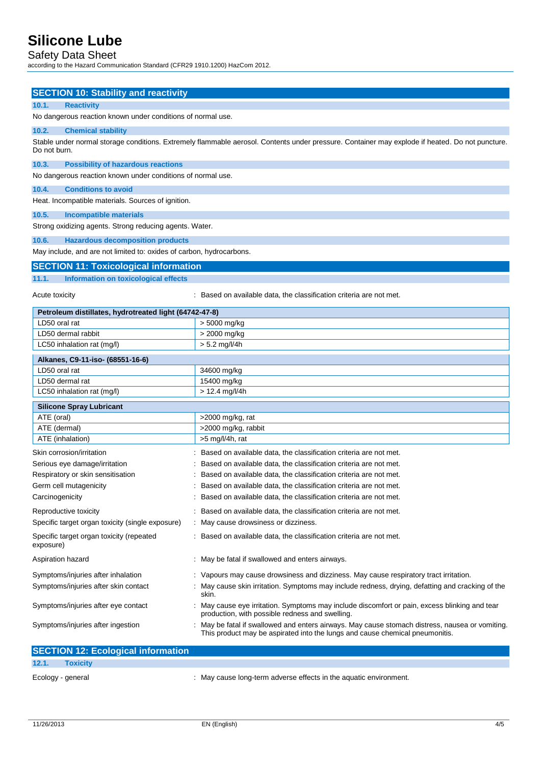## SECTION 10: Stability and reactivity

### 10.1. Reactivity

No dangerous reaction known under conditions of normal use.

### 10.2. Chemical stability

Stable under normal storage conditions. Extremely flammable aerosol. Contents under pressure. Container may explode if heated. Do not puncture. Do not burn.

### 10.3. Possibility of hazardous reactions

No dangerous reaction known under conditions of normal use.

### 10.4. Conditions to avoid

Heat. Incompatible materials. Sources of ignition.

### 10.5. Incompatible materials

Strong oxidizing agents. Strong reducing agents. Water.

### 10.6. Hazardous decomposition products

May include, and are not limited to: oxides of carbon, hydrocarbons.

## SECTION 11: Toxicological information

### 11.1. Information on toxicological effects

Acute toxicity : Based on available data, the classification criteria are not met.

| Petroleum distillates, hydrotreated light (64742-47-8) | |
|---|---|
| LD50 oral rat | > 5000 mg/kg |
| LD50 dermal rabbit | > 2000 mg/kg |
| LC50 inhalation rat (mg/l) | > 5.2 mg/l/4h |

| Alkanes, C9-11-iso- (68551-16-6) | |
|---|---|
| LD50 oral rat | 34600 mg/kg |
| LD50 dermal rat | 15400 mg/kg |
| LC50 inhalation rat (mg/l) | > 12.4 mg/l/4h |

| Silicone Spray Lubricant | |
|---|---|
| ATE (oral) | >2000 mg/kg, rat |
| ATE (dermal) | >2000 mg/kg, rabbit |
| ATE (inhalation) | >5 mg/l/4h, rat |

Skin corrosion/irritation : Based on available data, the classification criteria are not met.

Serious eye damage/irritation : Based on available data, the classification criteria are not met.

Respiratory or skin sensitisation : Based on available data, the classification criteria are not met.

Germ cell mutagenicity : Based on available data, the classification criteria are not met.

Carcinogenicity : Based on available data, the classification criteria are not met.

Reproductive toxicity : Based on available data, the classification criteria are not met.

Specific target organ toxicity (single exposure) : May cause drowsiness or dizziness.

Specific target organ toxicity (repeated exposure) : Based on available data, the classification criteria are not met.

Aspiration hazard : May be fatal if swallowed and enters airways.

Symptoms/injuries after inhalation : Vapours may cause drowsiness and dizziness. May cause respiratory tract irritation.

Symptoms/injuries after skin contact : May cause skin irritation. Symptoms may include redness, drying, defatting and cracking of the skin.

Symptoms/injuries after eye contact : May cause eye irritation. Symptoms may include discomfort or pain, excess blinking and tear production, with possible redness and swelling.

Symptoms/injuries after ingestion : May be fatal if swallowed and enters airways. May cause stomach distress, nausea or vomiting. This product may be aspirated into the lungs and cause chemical pneumonitis.

## SECTION 12: Ecological information

### 12.1. Toxicity

Ecology - general : May cause long-term adverse effects in the aquatic environment.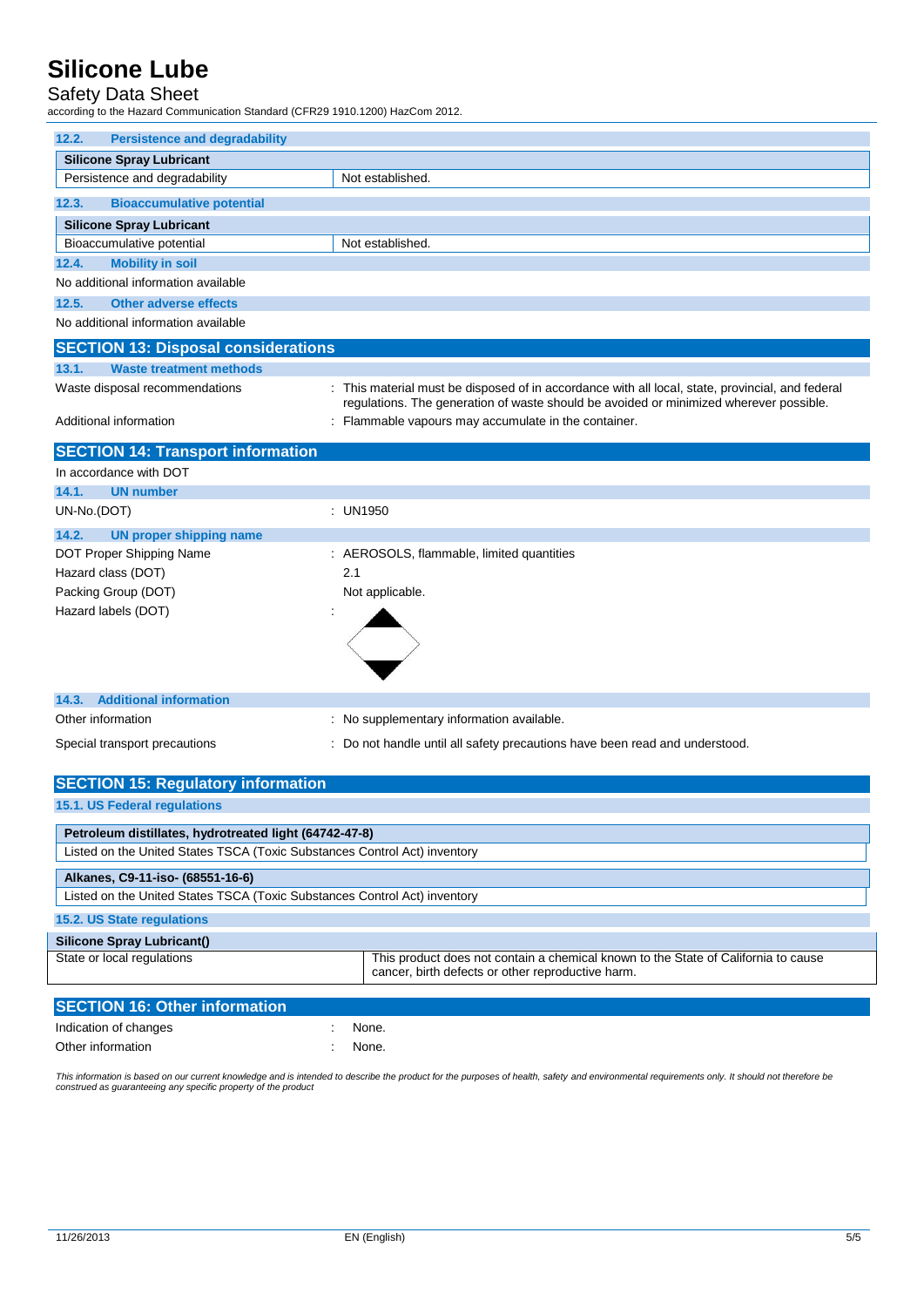### 12.2. Persistence and degradability

| Silicone Spray Lubricant | |
|---|---|
| Persistence and degradability | Not established. |

### 12.3. Bioaccumulative potential

| Silicone Spray Lubricant | |
|---|---|
| Bioaccumulative potential | Not established. |

### 12.4. Mobility in soil

No additional information available

### 12.5. Other adverse effects

No additional information available

## SECTION 13: Disposal considerations

### 13.1. Waste treatment methods

| | |
|---|---|
| Waste disposal recommendations | : This material must be disposed of in accordance with all local, state, provincial, and federal regulations. The generation of waste should be avoided or minimized wherever possible. |
| Additional information | : Flammable vapours may accumulate in the container. |

## SECTION 14: Transport information

In accordance with DOT

### 14.1. UN number

| | |
|---|---|
| UN-No.(DOT) | : UN1950 |

### 14.2. UN proper shipping name

| | |
|---|---|
| DOT Proper Shipping Name | : AEROSOLS, flammable, limited quantities |
| Hazard class (DOT) | 2.1 |
| Packing Group (DOT) | Not applicable. |
| Hazard labels (DOT) | : |

### 14.3. Additional information

| | |
|---|---|
| Other information | : No supplementary information available. |
| Special transport precautions | : Do not handle until all safety precautions have been read and understood. |

## SECTION 15: Regulatory information

### 15.1. US Federal regulations

| Petroleum distillates, hydrotreated light (64742-47-8) |
|---|
| Listed on the United States TSCA (Toxic Substances Control Act) inventory |

| Alkanes, C9-11-iso- (68551-16-6) |
|---|
| Listed on the United States TSCA (Toxic Substances Control Act) inventory |

### 15.2. US State regulations

| Silicone Spray Lubricant() | |
|---|---|
| State or local regulations | This product does not contain a chemical known to the State of California to cause cancer, birth defects or other reproductive harm. |

## SECTION 16: Other information

| | |
|---|---|
| Indication of changes | : None. |
| Other information | : None. |

*This information is based on our current knowledge and is intended to describe the product for the purposes of health, safety and environmental requirements only. It should not therefore be construed as guaranteeing any specific property of the product*